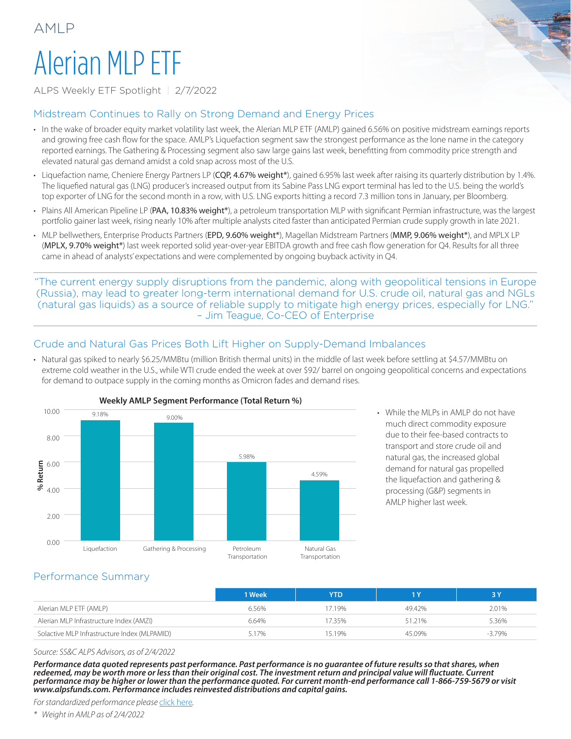AMLP

# Alerian MLP ETF

ALPS Weekly ETF Spotlight | 2/7/2022

## Midstream Continues to Rally on Strong Demand and Energy Prices

- In the wake of broader equity market volatility last week, the Alerian MLP ETF (AMLP) gained 6.56% on positive midstream earnings reports and growing free cash flow for the space. AMLP's Liquefaction segment saw the strongest performance as the lone name in the category reported earnings. The Gathering & Processing segment also saw large gains last week, benefitting from commodity price strength and elevated natural gas demand amidst a cold snap across most of the U.S.
- Liquefaction name, Cheniere Energy Partners LP (**CQP, 4.67% weight***), gained 6.95% last week after raising its quarterly distribution by 1.4%. The liquefied natural gas (LNG) producer's increased output from its Sabine Pass LNG export terminal has led to the U.S. being the world's top exporter of LNG for the second month in a row, with U.S. LNG exports hitting a record 7.3 million tons in January, per Bloomberg.
- Plains All American Pipeline LP (**PAA, 10.83% weight***), a petroleum transportation MLP with significant Permian infrastructure, was the largest portfolio gainer last week, rising nearly 10% after multiple analysts cited faster than anticipated Permian crude supply growth in late 2021.
- MLP bellwethers, Enterprise Products Partners (**EPD, 9.60% weight***), Magellan Midstream Partners (**MMP, 9.06% weight***), and MPLX LP (**MPLX, 9.70% weight***) last week reported solid year-over-year EBITDA growth and free cash flow generation for Q4. Results for all three came in ahead of analysts' expectations and were complemented by ongoing buyback activity in Q4.

> "The current energy supply disruptions from the pandemic, along with geopolitical tensions in Europe (Russia), may lead to greater long-term international demand for U.S. crude oil, natural gas and NGLs (natural gas liquids) as a source of reliable supply to mitigate high energy prices, especially for LNG."
> – Jim Teague, Co-CEO of Enterprise

## Crude and Natural Gas Prices Both Lift Higher on Supply-Demand Imbalances

- Natural gas spiked to nearly $6.25/MMBtu (million British thermal units) in the middle of last week before settling at $4.57/MMBtu on extreme cold weather in the U.S., while WTI crude ended the week at over $92/ barrel on ongoing geopolitical concerns and expectations for demand to outpace supply in the coming months as Omicron fades and demand rises.

**Weekly AMLP Segment Performance (Total Return %)**

| Segment | % Return |
| --- | --- |
| Liquefaction | 9.18% |
| Gathering & Processing | 9.00% |
| Petroleum Transportation | 5.98% |
| Natural Gas Transportation | 4.59% |

- While the MLPs in AMLP do not have much direct commodity exposure due to their fee-based contracts to transport and store crude oil and natural gas, the increased global demand for natural gas propelled the liquefaction and gathering & processing (G&P) segments in AMLP higher last week.

## Performance Summary

| | 1 Week | YTD | 1 Y | 3 Y |
| --- | --- | --- | --- | --- |
| Alerian MLP ETF (AMLP) | 6.56% | 17.19% | 49.42% | 2.01% |
| Alerian MLP Infrastructure Index (AMZI) | 6.64% | 17.35% | 51.21% | 5.36% |
| Solactive MLP Infrastructure Index (MLPAMID) | 5.17% | 15.19% | 45.09% | -3.79% |

*Source: SS&C ALPS Advisors, as of 2/4/2022*

***Performance data quoted represents past performance. Past performance is no guarantee of future results so that shares, when redeemed, may be worth more or less than their original cost. The investment return and principal value will fluctuate. Current performance may be higher or lower than the performance quoted. For current month-end performance call 1-866-759-5679 or visit www.alpsfunds.com. Performance includes reinvested distributions and capital gains.***

*For standardized performance please click here.*

\* *Weight in AMLP as of 2/4/2022*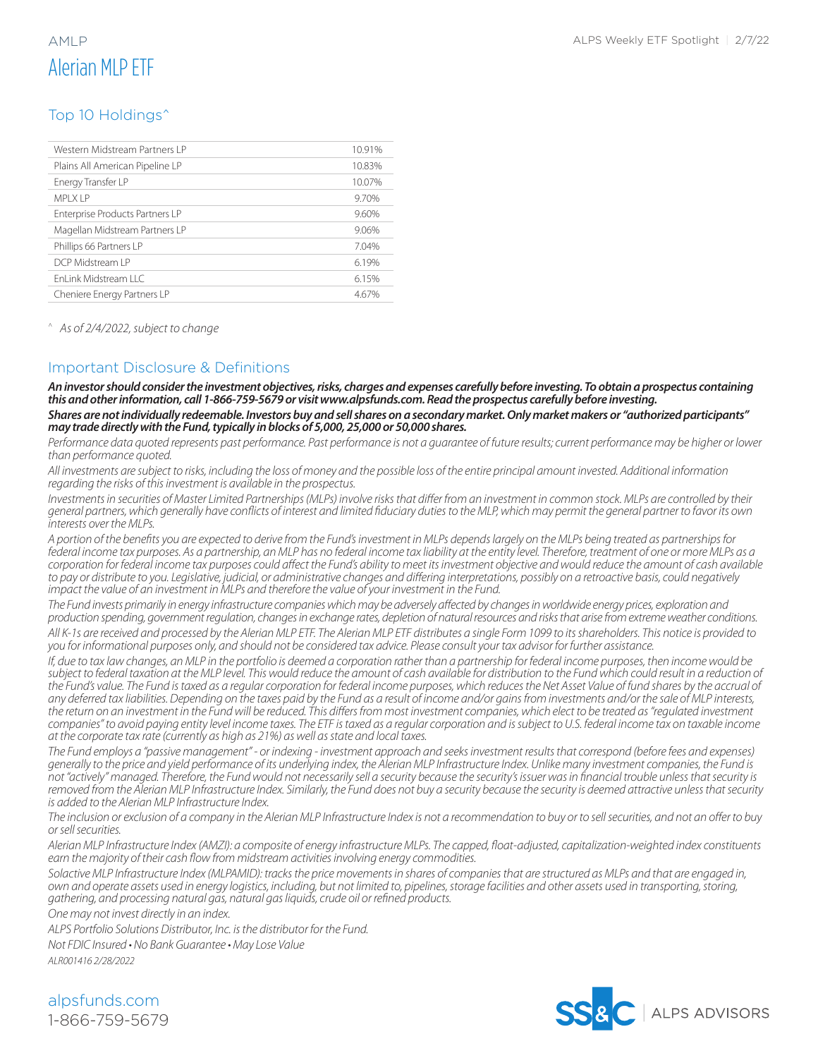AMLP

# Alerian MLP ETF

## Top 10 Holdings^

| | |
|---|---|
| Western Midstream Partners LP | 10.91% |
| Plains All American Pipeline LP | 10.83% |
| Energy Transfer LP | 10.07% |
| MPLX LP | 9.70% |
| Enterprise Products Partners LP | 9.60% |
| Magellan Midstream Partners LP | 9.06% |
| Phillips 66 Partners LP | 7.04% |
| DCP Midstream LP | 6.19% |
| EnLink Midstream LLC | 6.15% |
| Cheniere Energy Partners LP | 4.67% |

^ *As of 2/4/2022, subject to change*

## Important Disclosure & Definitions

***An investor should consider the investment objectives, risks, charges and expenses carefully before investing. To obtain a prospectus containing this and other information, call 1-866-759-5679 or visit www.alpsfunds.com. Read the prospectus carefully before investing.***

***Shares are not individually redeemable. Investors buy and sell shares on a secondary market. Only market makers or "authorized participants" may trade directly with the Fund, typically in blocks of 5,000, 25,000 or 50,000 shares.***

*Performance data quoted represents past performance. Past performance is not a guarantee of future results; current performance may be higher or lower than performance quoted.*

*All investments are subject to risks, including the loss of money and the possible loss of the entire principal amount invested. Additional information regarding the risks of this investment is available in the prospectus.*

*Investments in securities of Master Limited Partnerships (MLPs) involve risks that differ from an investment in common stock. MLPs are controlled by their general partners, which generally have conflicts of interest and limited fiduciary duties to the MLP, which may permit the general partner to favor its own interests over the MLPs.*

*A portion of the benefits you are expected to derive from the Fund's investment in MLPs depends largely on the MLPs being treated as partnerships for federal income tax purposes. As a partnership, an MLP has no federal income tax liability at the entity level. Therefore, treatment of one or more MLPs as a corporation for federal income tax purposes could affect the Fund's ability to meet its investment objective and would reduce the amount of cash available to pay or distribute to you. Legislative, judicial, or administrative changes and differing interpretations, possibly on a retroactive basis, could negatively impact the value of an investment in MLPs and therefore the value of your investment in the Fund.*

*The Fund invests primarily in energy infrastructure companies which may be adversely affected by changes in worldwide energy prices, exploration and production spending, government regulation, changes in exchange rates, depletion of natural resources and risks that arise from extreme weather conditions.*

*All K-1s are received and processed by the Alerian MLP ETF. The Alerian MLP ETF distributes a single Form 1099 to its shareholders. This notice is provided to you for informational purposes only, and should not be considered tax advice. Please consult your tax advisor for further assistance.*

*If, due to tax law changes, an MLP in the portfolio is deemed a corporation rather than a partnership for federal income purposes, then income would be subject to federal taxation at the MLP level. This would reduce the amount of cash available for distribution to the Fund which could result in a reduction of the Fund's value. The Fund is taxed as a regular corporation for federal income purposes, which reduces the Net Asset Value of fund shares by the accrual of any deferred tax liabilities. Depending on the taxes paid by the Fund as a result of income and/or gains from investments and/or the sale of MLP interests, the return on an investment in the Fund will be reduced. This differs from most investment companies, which elect to be treated as "regulated investment companies" to avoid paying entity level income taxes. The ETF is taxed as a regular corporation and is subject to U.S. federal income tax on taxable income at the corporate tax rate (currently as high as 21%) as well as state and local taxes.*

*The Fund employs a "passive management" - or indexing - investment approach and seeks investment results that correspond (before fees and expenses) generally to the price and yield performance of its underlying index, the Alerian MLP Infrastructure Index. Unlike many investment companies, the Fund is not "actively" managed. Therefore, the Fund would not necessarily sell a security because the security's issuer was in financial trouble unless that security is removed from the Alerian MLP Infrastructure Index. Similarly, the Fund does not buy a security because the security is deemed attractive unless that security is added to the Alerian MLP Infrastructure Index.*

*The inclusion or exclusion of a company in the Alerian MLP Infrastructure Index is not a recommendation to buy or to sell securities, and not an offer to buy or sell securities.*

*Alerian MLP Infrastructure Index (AMZI): a composite of energy infrastructure MLPs. The capped, float-adjusted, capitalization-weighted index constituents earn the majority of their cash flow from midstream activities involving energy commodities.*

*Solactive MLP Infrastructure Index (MLPAMID): tracks the price movements in shares of companies that are structured as MLPs and that are engaged in, own and operate assets used in energy logistics, including, but not limited to, pipelines, storage facilities and other assets used in transporting, storing, gathering, and processing natural gas, natural gas liquids, crude oil or refined products.*

*One may not invest directly in an index.*

*ALPS Portfolio Solutions Distributor, Inc. is the distributor for the Fund.*

*Not FDIC Insured • No Bank Guarantee • May Lose Value*

*ALR001416 2/28/2022*

alpsfunds.com
1-866-759-5679

SS&C | ALPS ADVISORS